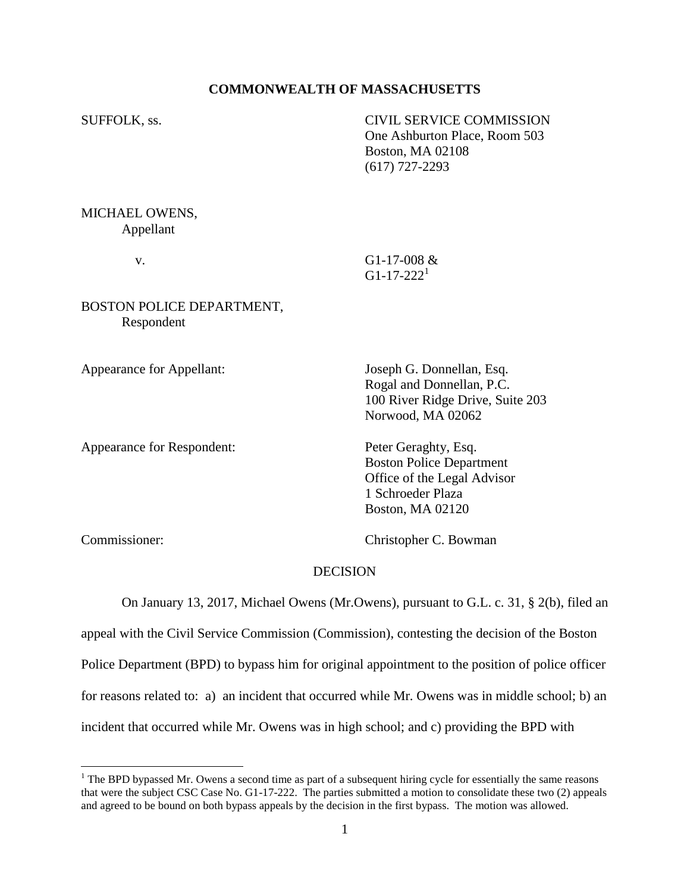**COMMONWEALTH OF MASSACHUSETTS**

SUFFOLK, ss.

CIVIL SERVICE COMMISSION
One Ashburton Place, Room 503
Boston, MA 02108
(617) 727-2293

MICHAEL OWENS,
Appellant

v.

G1-17-008 &
G1-17-222[1]

BOSTON POLICE DEPARTMENT,
Respondent

Appearance for Appellant:

Joseph G. Donnellan, Esq.
Rogal and Donnellan, P.C.
100 River Ridge Drive, Suite 203
Norwood, MA 02062

Appearance for Respondent:

Peter Geraghty, Esq.
Boston Police Department
Office of the Legal Advisor
1 Schroeder Plaza
Boston, MA 02120

Commissioner:

Christopher C. Bowman

DECISION

On January 13, 2017, Michael Owens (Mr.Owens), pursuant to G.L. c. 31, § 2(b), filed an appeal with the Civil Service Commission (Commission), contesting the decision of the Boston Police Department (BPD) to bypass him for original appointment to the position of police officer for reasons related to: a) an incident that occurred while Mr. Owens was in middle school; b) an incident that occurred while Mr. Owens was in high school; and c) providing the BPD with

[1] The BPD bypassed Mr. Owens a second time as part of a subsequent hiring cycle for essentially the same reasons that were the subject CSC Case No. G1-17-222. The parties submitted a motion to consolidate these two (2) appeals and agreed to be bound on both bypass appeals by the decision in the first bypass. The motion was allowed.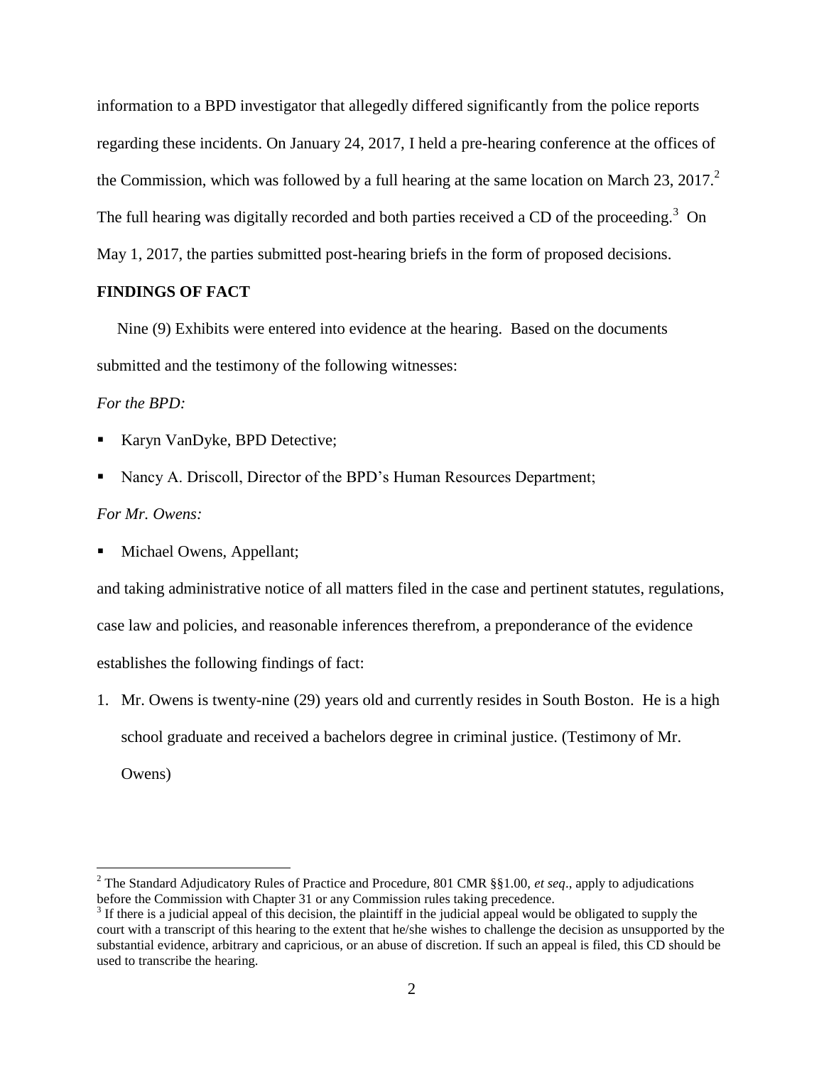information to a BPD investigator that allegedly differed significantly from the police reports regarding these incidents. On January 24, 2017, I held a pre-hearing conference at the offices of the Commission, which was followed by a full hearing at the same location on March 23, 2017.[2] The full hearing was digitally recorded and both parties received a CD of the proceeding.[3] On May 1, 2017, the parties submitted post-hearing briefs in the form of proposed decisions.

**FINDINGS OF FACT**

Nine (9) Exhibits were entered into evidence at the hearing. Based on the documents submitted and the testimony of the following witnesses:

*For the BPD:*

- Karyn VanDyke, BPD Detective;
- Nancy A. Driscoll, Director of the BPD's Human Resources Department;

*For Mr. Owens:*

- Michael Owens, Appellant;

and taking administrative notice of all matters filed in the case and pertinent statutes, regulations, case law and policies, and reasonable inferences therefrom, a preponderance of the evidence establishes the following findings of fact:

1. Mr. Owens is twenty-nine (29) years old and currently resides in South Boston. He is a high school graduate and received a bachelors degree in criminal justice. (Testimony of Mr. Owens)

---

[2] The Standard Adjudicatory Rules of Practice and Procedure, 801 CMR §§1.00, *et seq*., apply to adjudications before the Commission with Chapter 31 or any Commission rules taking precedence.

[3] If there is a judicial appeal of this decision, the plaintiff in the judicial appeal would be obligated to supply the court with a transcript of this hearing to the extent that he/she wishes to challenge the decision as unsupported by the substantial evidence, arbitrary and capricious, or an abuse of discretion. If such an appeal is filed, this CD should be used to transcribe the hearing.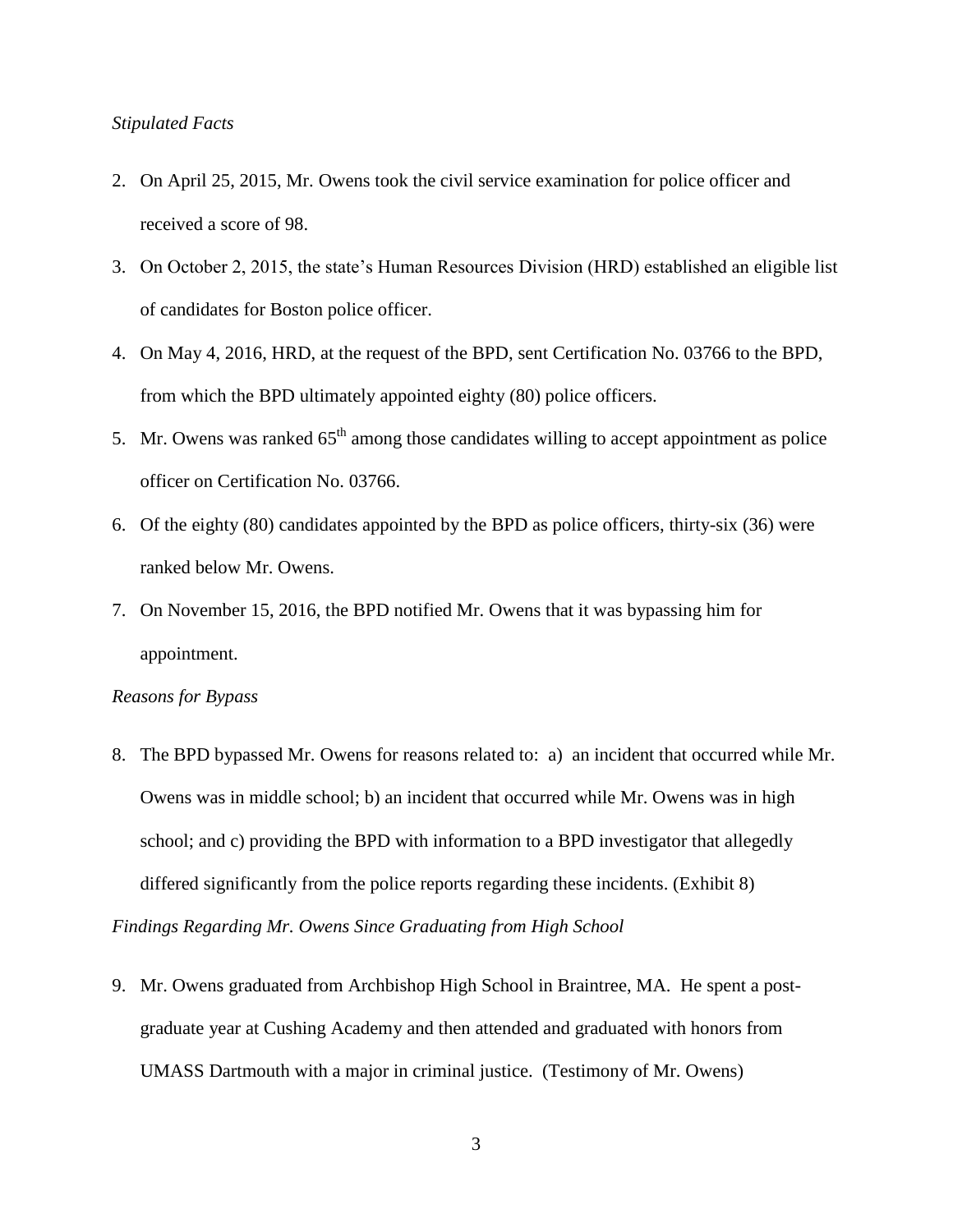*Stipulated Facts*

2. On April 25, 2015, Mr. Owens took the civil service examination for police officer and received a score of 98.
3. On October 2, 2015, the state's Human Resources Division (HRD) established an eligible list of candidates for Boston police officer.
4. On May 4, 2016, HRD, at the request of the BPD, sent Certification No. 03766 to the BPD, from which the BPD ultimately appointed eighty (80) police officers.
5. Mr. Owens was ranked 65th among those candidates willing to accept appointment as police officer on Certification No. 03766.
6. Of the eighty (80) candidates appointed by the BPD as police officers, thirty-six (36) were ranked below Mr. Owens.
7. On November 15, 2016, the BPD notified Mr. Owens that it was bypassing him for appointment.

*Reasons for Bypass*

8. The BPD bypassed Mr. Owens for reasons related to: a) an incident that occurred while Mr. Owens was in middle school; b) an incident that occurred while Mr. Owens was in high school; and c) providing the BPD with information to a BPD investigator that allegedly differed significantly from the police reports regarding these incidents. (Exhibit 8)

*Findings Regarding Mr. Owens Since Graduating from High School*

9. Mr. Owens graduated from Archbishop High School in Braintree, MA. He spent a post-graduate year at Cushing Academy and then attended and graduated with honors from UMASS Dartmouth with a major in criminal justice. (Testimony of Mr. Owens)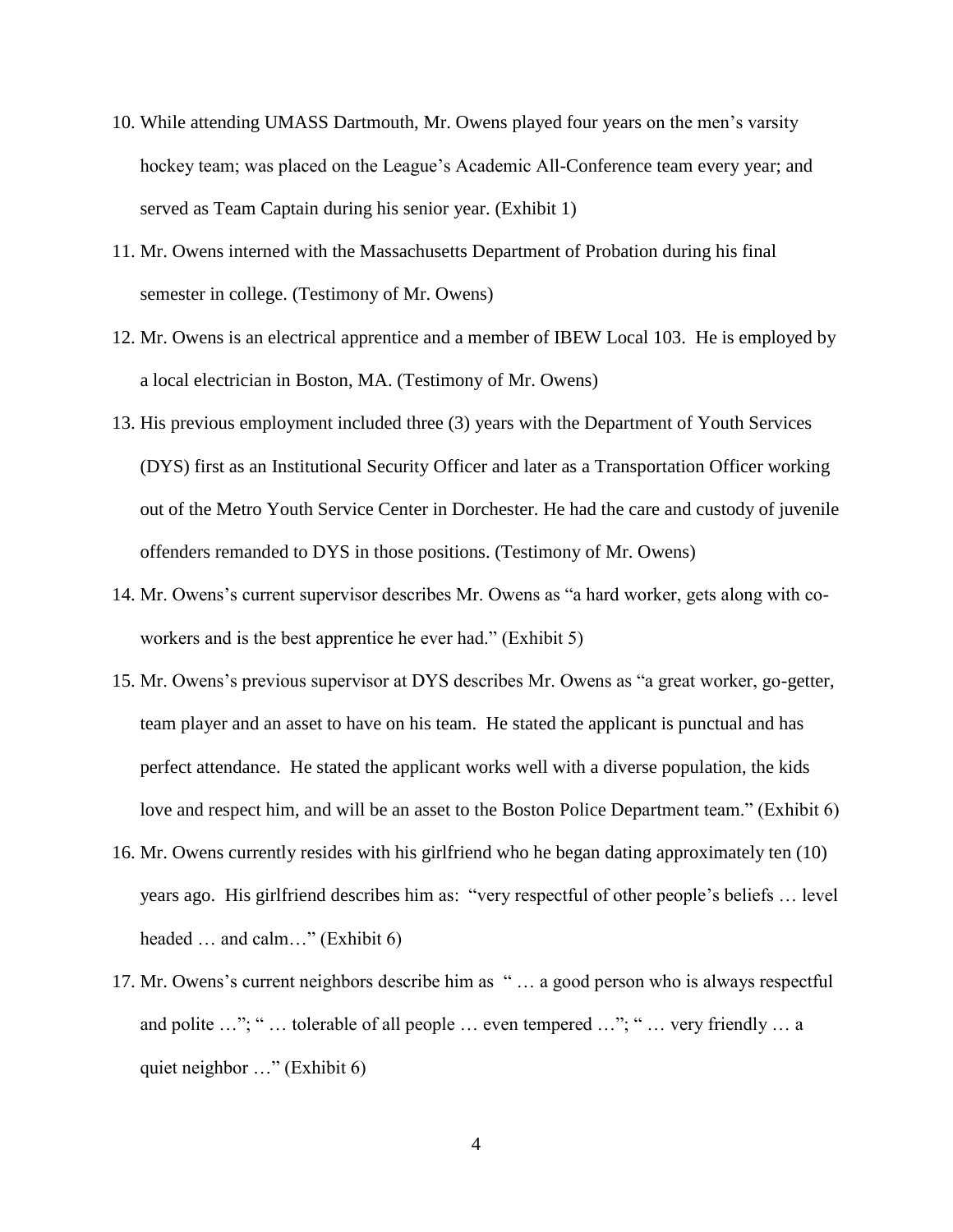10. While attending UMASS Dartmouth, Mr. Owens played four years on the men's varsity hockey team; was placed on the League's Academic All-Conference team every year; and served as Team Captain during his senior year. (Exhibit 1)
11. Mr. Owens interned with the Massachusetts Department of Probation during his final semester in college. (Testimony of Mr. Owens)
12. Mr. Owens is an electrical apprentice and a member of IBEW Local 103. He is employed by a local electrician in Boston, MA. (Testimony of Mr. Owens)
13. His previous employment included three (3) years with the Department of Youth Services (DYS) first as an Institutional Security Officer and later as a Transportation Officer working out of the Metro Youth Service Center in Dorchester. He had the care and custody of juvenile offenders remanded to DYS in those positions. (Testimony of Mr. Owens)
14. Mr. Owens's current supervisor describes Mr. Owens as "a hard worker, gets along with co-workers and is the best apprentice he ever had." (Exhibit 5)
15. Mr. Owens's previous supervisor at DYS describes Mr. Owens as "a great worker, go-getter, team player and an asset to have on his team. He stated the applicant is punctual and has perfect attendance. He stated the applicant works well with a diverse population, the kids love and respect him, and will be an asset to the Boston Police Department team." (Exhibit 6)
16. Mr. Owens currently resides with his girlfriend who he began dating approximately ten (10) years ago. His girlfriend describes him as: "very respectful of other people's beliefs … level headed … and calm…" (Exhibit 6)
17. Mr. Owens's current neighbors describe him as " … a good person who is always respectful and polite …"; " … tolerable of all people … even tempered …"; " … very friendly … a quiet neighbor …" (Exhibit 6)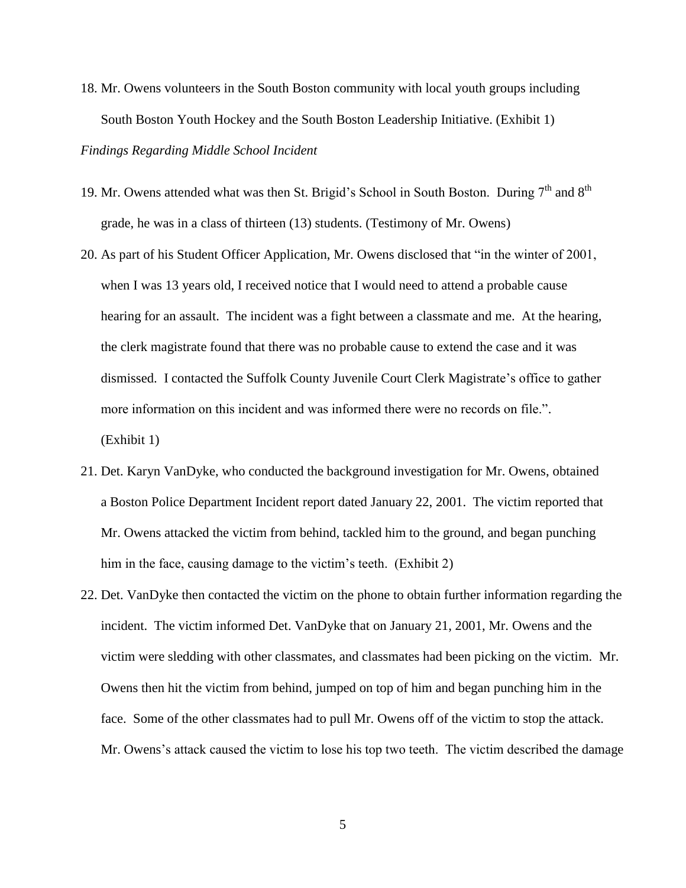18. Mr. Owens volunteers in the South Boston community with local youth groups including South Boston Youth Hockey and the South Boston Leadership Initiative. (Exhibit 1)

*Findings Regarding Middle School Incident*

19. Mr. Owens attended what was then St. Brigid's School in South Boston. During 7th and 8th grade, he was in a class of thirteen (13) students. (Testimony of Mr. Owens)

20. As part of his Student Officer Application, Mr. Owens disclosed that "in the winter of 2001, when I was 13 years old, I received notice that I would need to attend a probable cause hearing for an assault. The incident was a fight between a classmate and me. At the hearing, the clerk magistrate found that there was no probable cause to extend the case and it was dismissed. I contacted the Suffolk County Juvenile Court Clerk Magistrate's office to gather more information on this incident and was informed there were no records on file.". (Exhibit 1)

21. Det. Karyn VanDyke, who conducted the background investigation for Mr. Owens, obtained a Boston Police Department Incident report dated January 22, 2001. The victim reported that Mr. Owens attacked the victim from behind, tackled him to the ground, and began punching him in the face, causing damage to the victim's teeth. (Exhibit 2)

22. Det. VanDyke then contacted the victim on the phone to obtain further information regarding the incident. The victim informed Det. VanDyke that on January 21, 2001, Mr. Owens and the victim were sledding with other classmates, and classmates had been picking on the victim. Mr. Owens then hit the victim from behind, jumped on top of him and began punching him in the face. Some of the other classmates had to pull Mr. Owens off of the victim to stop the attack. Mr. Owens's attack caused the victim to lose his top two teeth. The victim described the damage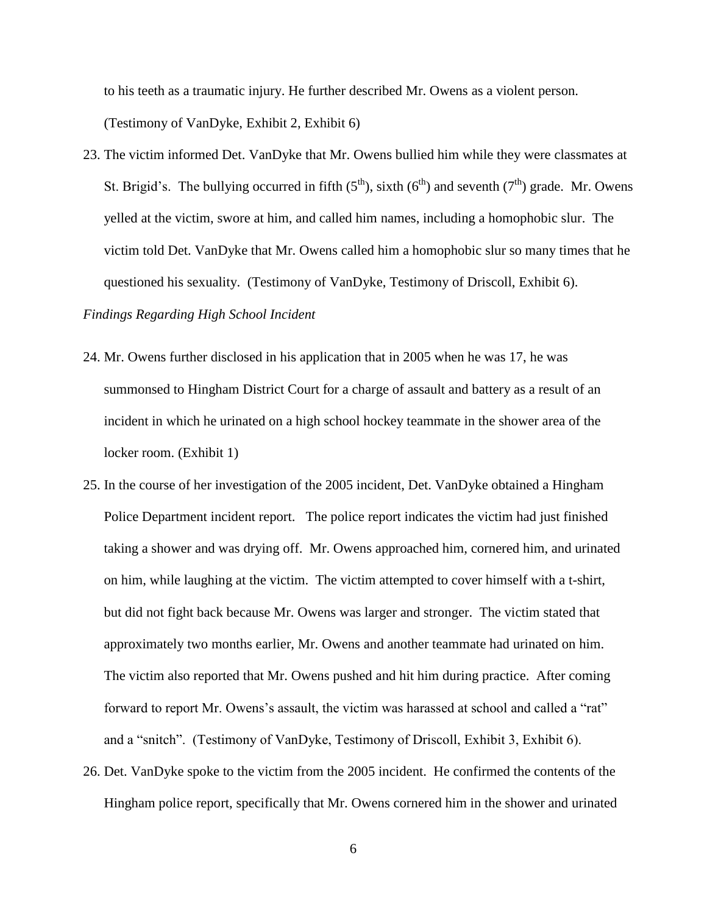to his teeth as a traumatic injury. He further described Mr. Owens as a violent person. (Testimony of VanDyke, Exhibit 2, Exhibit 6)

23. The victim informed Det. VanDyke that Mr. Owens bullied him while they were classmates at St. Brigid's. The bullying occurred in fifth ($5^{th}$), sixth ($6^{th}$) and seventh ($7^{th}$) grade. Mr. Owens yelled at the victim, swore at him, and called him names, including a homophobic slur. The victim told Det. VanDyke that Mr. Owens called him a homophobic slur so many times that he questioned his sexuality. (Testimony of VanDyke, Testimony of Driscoll, Exhibit 6).

*Findings Regarding High School Incident*

24. Mr. Owens further disclosed in his application that in 2005 when he was 17, he was summonsed to Hingham District Court for a charge of assault and battery as a result of an incident in which he urinated on a high school hockey teammate in the shower area of the locker room. (Exhibit 1)

25. In the course of her investigation of the 2005 incident, Det. VanDyke obtained a Hingham Police Department incident report. The police report indicates the victim had just finished taking a shower and was drying off. Mr. Owens approached him, cornered him, and urinated on him, while laughing at the victim. The victim attempted to cover himself with a t-shirt, but did not fight back because Mr. Owens was larger and stronger. The victim stated that approximately two months earlier, Mr. Owens and another teammate had urinated on him. The victim also reported that Mr. Owens pushed and hit him during practice. After coming forward to report Mr. Owens's assault, the victim was harassed at school and called a "rat" and a "snitch". (Testimony of VanDyke, Testimony of Driscoll, Exhibit 3, Exhibit 6).

26. Det. VanDyke spoke to the victim from the 2005 incident. He confirmed the contents of the Hingham police report, specifically that Mr. Owens cornered him in the shower and urinated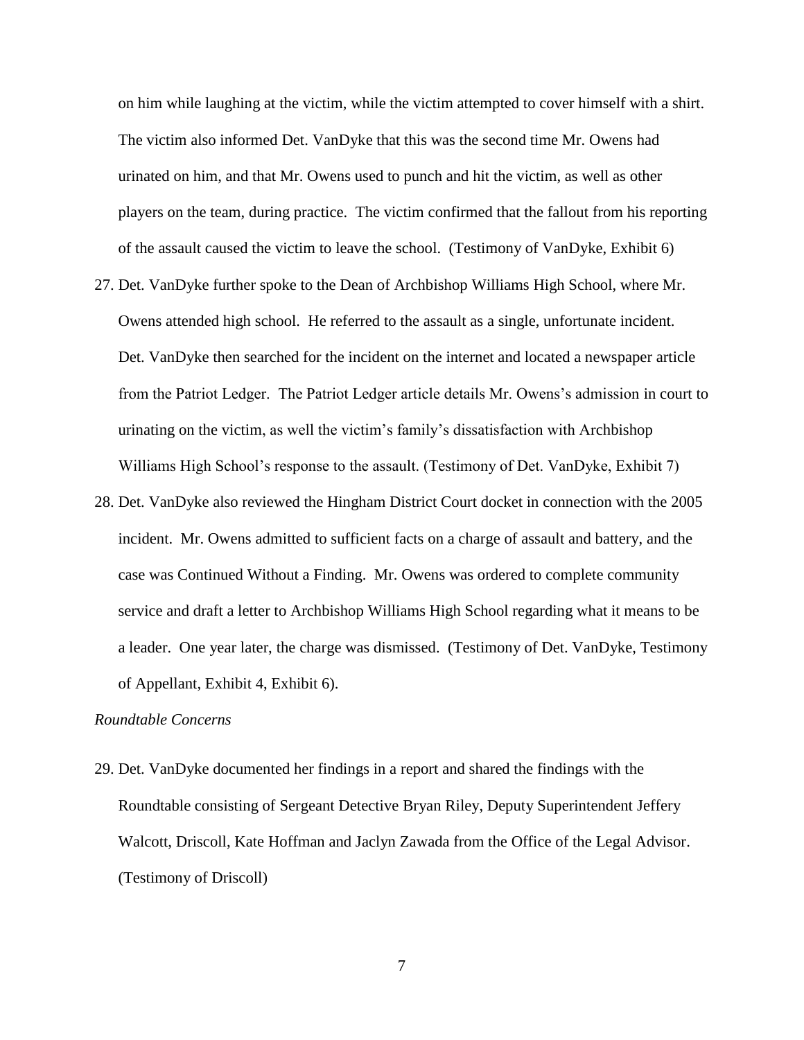on him while laughing at the victim, while the victim attempted to cover himself with a shirt. The victim also informed Det. VanDyke that this was the second time Mr. Owens had urinated on him, and that Mr. Owens used to punch and hit the victim, as well as other players on the team, during practice. The victim confirmed that the fallout from his reporting of the assault caused the victim to leave the school. (Testimony of VanDyke, Exhibit 6)

27. Det. VanDyke further spoke to the Dean of Archbishop Williams High School, where Mr. Owens attended high school. He referred to the assault as a single, unfortunate incident. Det. VanDyke then searched for the incident on the internet and located a newspaper article from the Patriot Ledger. The Patriot Ledger article details Mr. Owens's admission in court to urinating on the victim, as well the victim's family's dissatisfaction with Archbishop Williams High School's response to the assault. (Testimony of Det. VanDyke, Exhibit 7)
28. Det. VanDyke also reviewed the Hingham District Court docket in connection with the 2005 incident. Mr. Owens admitted to sufficient facts on a charge of assault and battery, and the case was Continued Without a Finding. Mr. Owens was ordered to complete community service and draft a letter to Archbishop Williams High School regarding what it means to be a leader. One year later, the charge was dismissed. (Testimony of Det. VanDyke, Testimony of Appellant, Exhibit 4, Exhibit 6).

*Roundtable Concerns*

29. Det. VanDyke documented her findings in a report and shared the findings with the Roundtable consisting of Sergeant Detective Bryan Riley, Deputy Superintendent Jeffery Walcott, Driscoll, Kate Hoffman and Jaclyn Zawada from the Office of the Legal Advisor. (Testimony of Driscoll)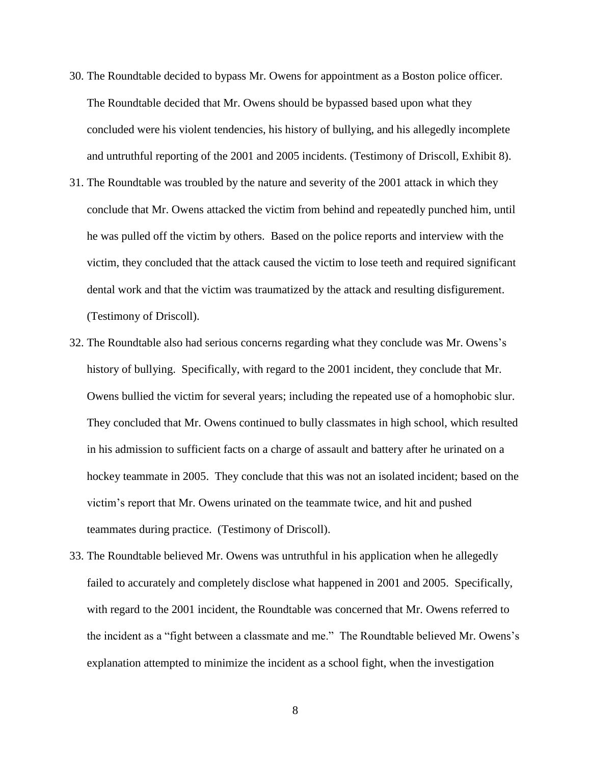30. The Roundtable decided to bypass Mr. Owens for appointment as a Boston police officer. The Roundtable decided that Mr. Owens should be bypassed based upon what they concluded were his violent tendencies, his history of bullying, and his allegedly incomplete and untruthful reporting of the 2001 and 2005 incidents. (Testimony of Driscoll, Exhibit 8).

31. The Roundtable was troubled by the nature and severity of the 2001 attack in which they conclude that Mr. Owens attacked the victim from behind and repeatedly punched him, until he was pulled off the victim by others. Based on the police reports and interview with the victim, they concluded that the attack caused the victim to lose teeth and required significant dental work and that the victim was traumatized by the attack and resulting disfigurement. (Testimony of Driscoll).

32. The Roundtable also had serious concerns regarding what they conclude was Mr. Owens's history of bullying. Specifically, with regard to the 2001 incident, they conclude that Mr. Owens bullied the victim for several years; including the repeated use of a homophobic slur. They concluded that Mr. Owens continued to bully classmates in high school, which resulted in his admission to sufficient facts on a charge of assault and battery after he urinated on a hockey teammate in 2005. They conclude that this was not an isolated incident; based on the victim's report that Mr. Owens urinated on the teammate twice, and hit and pushed teammates during practice. (Testimony of Driscoll).

33. The Roundtable believed Mr. Owens was untruthful in his application when he allegedly failed to accurately and completely disclose what happened in 2001 and 2005. Specifically, with regard to the 2001 incident, the Roundtable was concerned that Mr. Owens referred to the incident as a "fight between a classmate and me." The Roundtable believed Mr. Owens's explanation attempted to minimize the incident as a school fight, when the investigation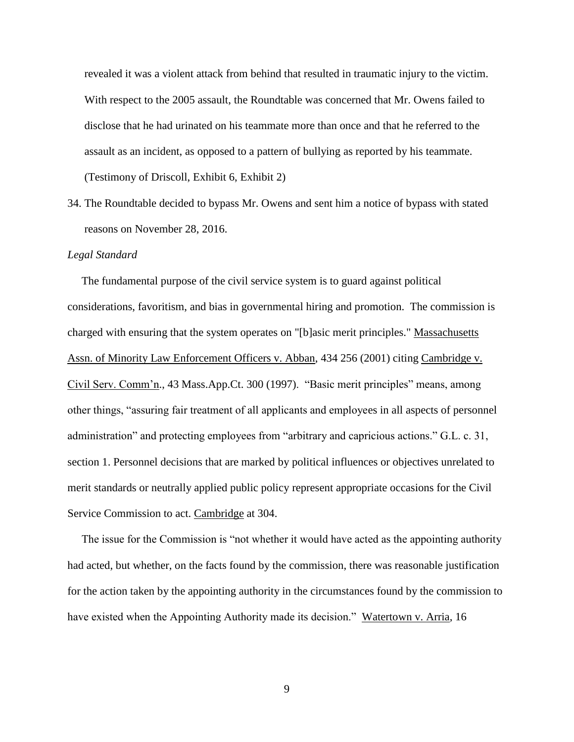revealed it was a violent attack from behind that resulted in traumatic injury to the victim. With respect to the 2005 assault, the Roundtable was concerned that Mr. Owens failed to disclose that he had urinated on his teammate more than once and that he referred to the assault as an incident, as opposed to a pattern of bullying as reported by his teammate. (Testimony of Driscoll, Exhibit 6, Exhibit 2)

34. The Roundtable decided to bypass Mr. Owens and sent him a notice of bypass with stated reasons on November 28, 2016.

*Legal Standard*

The fundamental purpose of the civil service system is to guard against political considerations, favoritism, and bias in governmental hiring and promotion. The commission is charged with ensuring that the system operates on "[b]asic merit principles." Massachusetts Assn. of Minority Law Enforcement Officers v. Abban, 434 256 (2001) citing Cambridge v. Civil Serv. Comm'n., 43 Mass.App.Ct. 300 (1997). "Basic merit principles" means, among other things, "assuring fair treatment of all applicants and employees in all aspects of personnel administration" and protecting employees from "arbitrary and capricious actions." G.L. c. 31, section 1. Personnel decisions that are marked by political influences or objectives unrelated to merit standards or neutrally applied public policy represent appropriate occasions for the Civil Service Commission to act. Cambridge at 304.

The issue for the Commission is "not whether it would have acted as the appointing authority had acted, but whether, on the facts found by the commission, there was reasonable justification for the action taken by the appointing authority in the circumstances found by the commission to have existed when the Appointing Authority made its decision." Watertown v. Arria, 16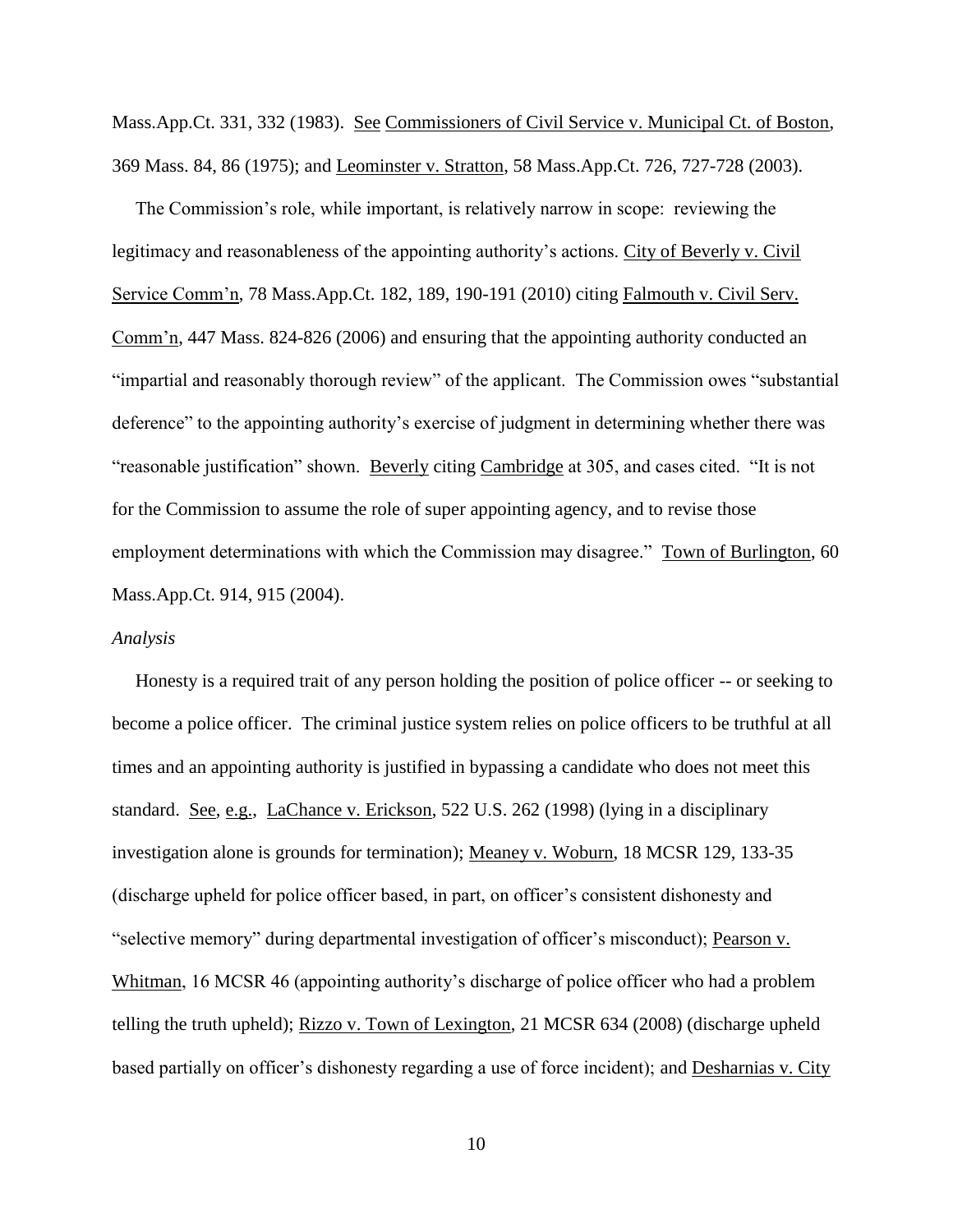Mass.App.Ct. 331, 332 (1983). See Commissioners of Civil Service v. Municipal Ct. of Boston, 369 Mass. 84, 86 (1975); and Leominster v. Stratton, 58 Mass.App.Ct. 726, 727-728 (2003).

The Commission's role, while important, is relatively narrow in scope: reviewing the legitimacy and reasonableness of the appointing authority's actions. City of Beverly v. Civil Service Comm'n, 78 Mass.App.Ct. 182, 189, 190-191 (2010) citing Falmouth v. Civil Serv. Comm'n, 447 Mass. 824-826 (2006) and ensuring that the appointing authority conducted an "impartial and reasonably thorough review" of the applicant. The Commission owes "substantial deference" to the appointing authority's exercise of judgment in determining whether there was "reasonable justification" shown. Beverly citing Cambridge at 305, and cases cited. "It is not for the Commission to assume the role of super appointing agency, and to revise those employment determinations with which the Commission may disagree." Town of Burlington, 60 Mass.App.Ct. 914, 915 (2004).

*Analysis*

Honesty is a required trait of any person holding the position of police officer -- or seeking to become a police officer. The criminal justice system relies on police officers to be truthful at all times and an appointing authority is justified in bypassing a candidate who does not meet this standard. See, e.g., LaChance v. Erickson, 522 U.S. 262 (1998) (lying in a disciplinary investigation alone is grounds for termination); Meaney v. Woburn, 18 MCSR 129, 133-35 (discharge upheld for police officer based, in part, on officer's consistent dishonesty and "selective memory" during departmental investigation of officer's misconduct); Pearson v. Whitman, 16 MCSR 46 (appointing authority's discharge of police officer who had a problem telling the truth upheld); Rizzo v. Town of Lexington, 21 MCSR 634 (2008) (discharge upheld based partially on officer's dishonesty regarding a use of force incident); and Desharnias v. City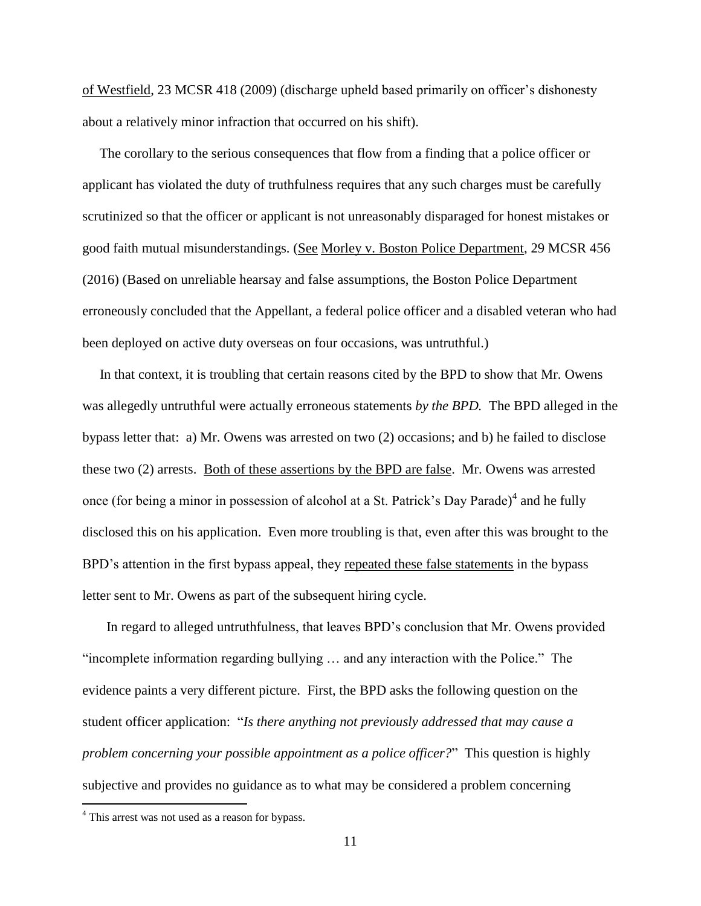of Westfield, 23 MCSR 418 (2009) (discharge upheld based primarily on officer's dishonesty about a relatively minor infraction that occurred on his shift).

The corollary to the serious consequences that flow from a finding that a police officer or applicant has violated the duty of truthfulness requires that any such charges must be carefully scrutinized so that the officer or applicant is not unreasonably disparaged for honest mistakes or good faith mutual misunderstandings. (See Morley v. Boston Police Department, 29 MCSR 456 (2016) (Based on unreliable hearsay and false assumptions, the Boston Police Department erroneously concluded that the Appellant, a federal police officer and a disabled veteran who had been deployed on active duty overseas on four occasions, was untruthful.)

In that context, it is troubling that certain reasons cited by the BPD to show that Mr. Owens was allegedly untruthful were actually erroneous statements *by the BPD.* The BPD alleged in the bypass letter that: a) Mr. Owens was arrested on two (2) occasions; and b) he failed to disclose these two (2) arrests. Both of these assertions by the BPD are false. Mr. Owens was arrested once (for being a minor in possession of alcohol at a St. Patrick's Day Parade)[4] and he fully disclosed this on his application. Even more troubling is that, even after this was brought to the BPD's attention in the first bypass appeal, they repeated these false statements in the bypass letter sent to Mr. Owens as part of the subsequent hiring cycle.

In regard to alleged untruthfulness, that leaves BPD's conclusion that Mr. Owens provided "incomplete information regarding bullying … and any interaction with the Police." The evidence paints a very different picture. First, the BPD asks the following question on the student officer application: "*Is there anything not previously addressed that may cause a problem concerning your possible appointment as a police officer?*" This question is highly subjective and provides no guidance as to what may be considered a problem concerning

[4] This arrest was not used as a reason for bypass.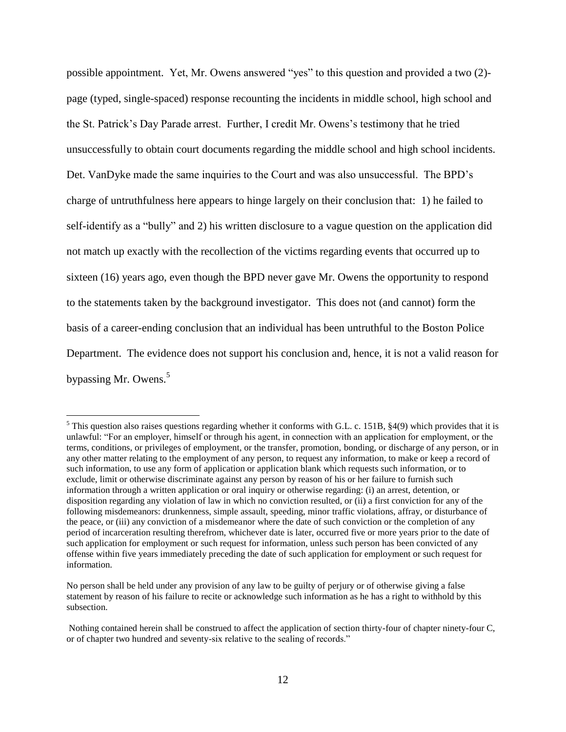possible appointment. Yet, Mr. Owens answered "yes" to this question and provided a two (2)-page (typed, single-spaced) response recounting the incidents in middle school, high school and the St. Patrick's Day Parade arrest. Further, I credit Mr. Owens's testimony that he tried unsuccessfully to obtain court documents regarding the middle school and high school incidents. Det. VanDyke made the same inquiries to the Court and was also unsuccessful. The BPD's charge of untruthfulness here appears to hinge largely on their conclusion that: 1) he failed to self-identify as a "bully" and 2) his written disclosure to a vague question on the application did not match up exactly with the recollection of the victims regarding events that occurred up to sixteen (16) years ago, even though the BPD never gave Mr. Owens the opportunity to respond to the statements taken by the background investigator. This does not (and cannot) form the basis of a career-ending conclusion that an individual has been untruthful to the Boston Police Department. The evidence does not support his conclusion and, hence, it is not a valid reason for bypassing Mr. Owens.[5]

---

[5] This question also raises questions regarding whether it conforms with G.L. c. 151B, §4(9) which provides that it is unlawful: "For an employer, himself or through his agent, in connection with an application for employment, or the terms, conditions, or privileges of employment, or the transfer, promotion, bonding, or discharge of any person, or in any other matter relating to the employment of any person, to request any information, to make or keep a record of such information, to use any form of application or application blank which requests such information, or to exclude, limit or otherwise discriminate against any person by reason of his or her failure to furnish such information through a written application or oral inquiry or otherwise regarding: (i) an arrest, detention, or disposition regarding any violation of law in which no conviction resulted, or (ii) a first conviction for any of the following misdemeanors: drunkenness, simple assault, speeding, minor traffic violations, affray, or disturbance of the peace, or (iii) any conviction of a misdemeanor where the date of such conviction or the completion of any period of incarceration resulting therefrom, whichever date is later, occurred five or more years prior to the date of such application for employment or such request for information, unless such person has been convicted of any offense within five years immediately preceding the date of such application for employment or such request for information.

No person shall be held under any provision of any law to be guilty of perjury or of otherwise giving a false statement by reason of his failure to recite or acknowledge such information as he has a right to withhold by this subsection.

Nothing contained herein shall be construed to affect the application of section thirty-four of chapter ninety-four C, or of chapter two hundred and seventy-six relative to the sealing of records."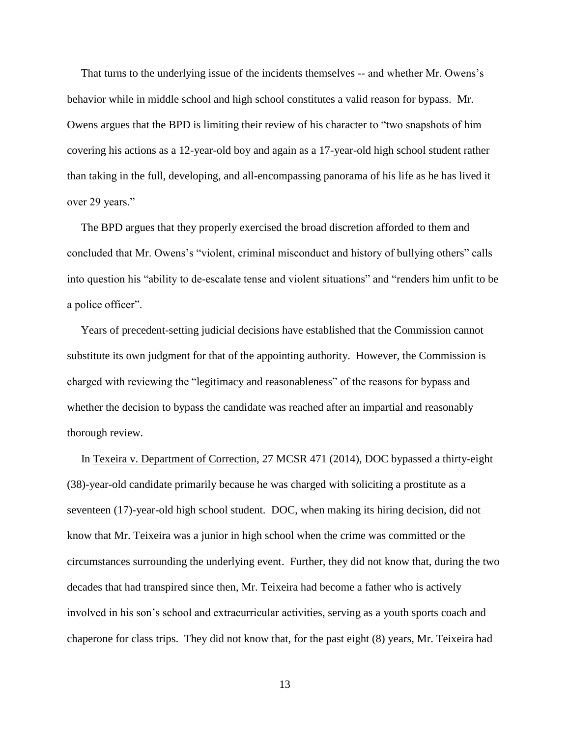That turns to the underlying issue of the incidents themselves -- and whether Mr. Owens's behavior while in middle school and high school constitutes a valid reason for bypass. Mr. Owens argues that the BPD is limiting their review of his character to "two snapshots of him covering his actions as a 12-year-old boy and again as a 17-year-old high school student rather than taking in the full, developing, and all-encompassing panorama of his life as he has lived it over 29 years."

The BPD argues that they properly exercised the broad discretion afforded to them and concluded that Mr. Owens's "violent, criminal misconduct and history of bullying others" calls into question his "ability to de-escalate tense and violent situations" and "renders him unfit to be a police officer".

Years of precedent-setting judicial decisions have established that the Commission cannot substitute its own judgment for that of the appointing authority. However, the Commission is charged with reviewing the "legitimacy and reasonableness" of the reasons for bypass and whether the decision to bypass the candidate was reached after an impartial and reasonably thorough review.

In Texeira v. Department of Correction, 27 MCSR 471 (2014), DOC bypassed a thirty-eight (38)-year-old candidate primarily because he was charged with soliciting a prostitute as a seventeen (17)-year-old high school student. DOC, when making its hiring decision, did not know that Mr. Teixeira was a junior in high school when the crime was committed or the circumstances surrounding the underlying event. Further, they did not know that, during the two decades that had transpired since then, Mr. Teixeira had become a father who is actively involved in his son's school and extracurricular activities, serving as a youth sports coach and chaperone for class trips. They did not know that, for the past eight (8) years, Mr. Teixeira had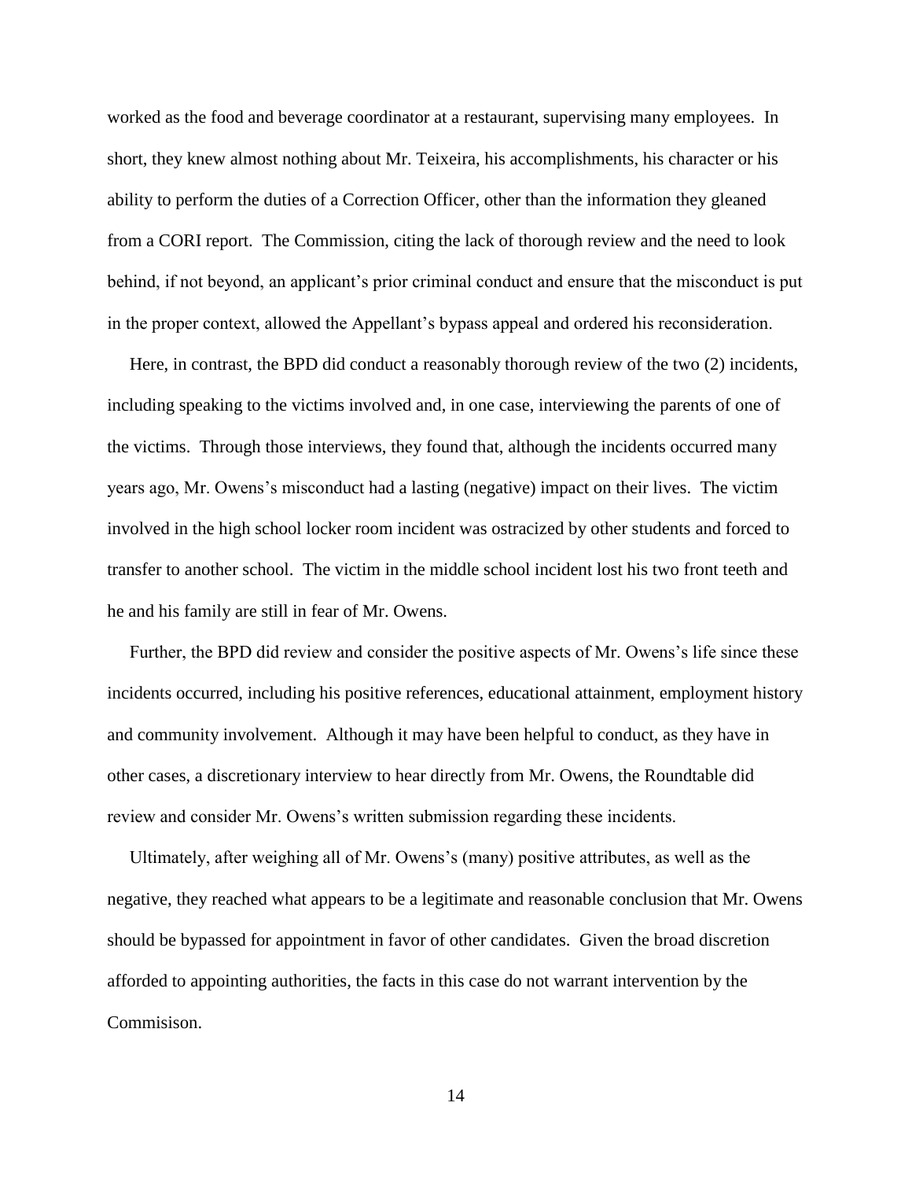worked as the food and beverage coordinator at a restaurant, supervising many employees. In short, they knew almost nothing about Mr. Teixeira, his accomplishments, his character or his ability to perform the duties of a Correction Officer, other than the information they gleaned from a CORI report. The Commission, citing the lack of thorough review and the need to look behind, if not beyond, an applicant's prior criminal conduct and ensure that the misconduct is put in the proper context, allowed the Appellant's bypass appeal and ordered his reconsideration.

Here, in contrast, the BPD did conduct a reasonably thorough review of the two (2) incidents, including speaking to the victims involved and, in one case, interviewing the parents of one of the victims. Through those interviews, they found that, although the incidents occurred many years ago, Mr. Owens's misconduct had a lasting (negative) impact on their lives. The victim involved in the high school locker room incident was ostracized by other students and forced to transfer to another school. The victim in the middle school incident lost his two front teeth and he and his family are still in fear of Mr. Owens.

Further, the BPD did review and consider the positive aspects of Mr. Owens's life since these incidents occurred, including his positive references, educational attainment, employment history and community involvement. Although it may have been helpful to conduct, as they have in other cases, a discretionary interview to hear directly from Mr. Owens, the Roundtable did review and consider Mr. Owens's written submission regarding these incidents.

Ultimately, after weighing all of Mr. Owens's (many) positive attributes, as well as the negative, they reached what appears to be a legitimate and reasonable conclusion that Mr. Owens should be bypassed for appointment in favor of other candidates. Given the broad discretion afforded to appointing authorities, the facts in this case do not warrant intervention by the Commisison.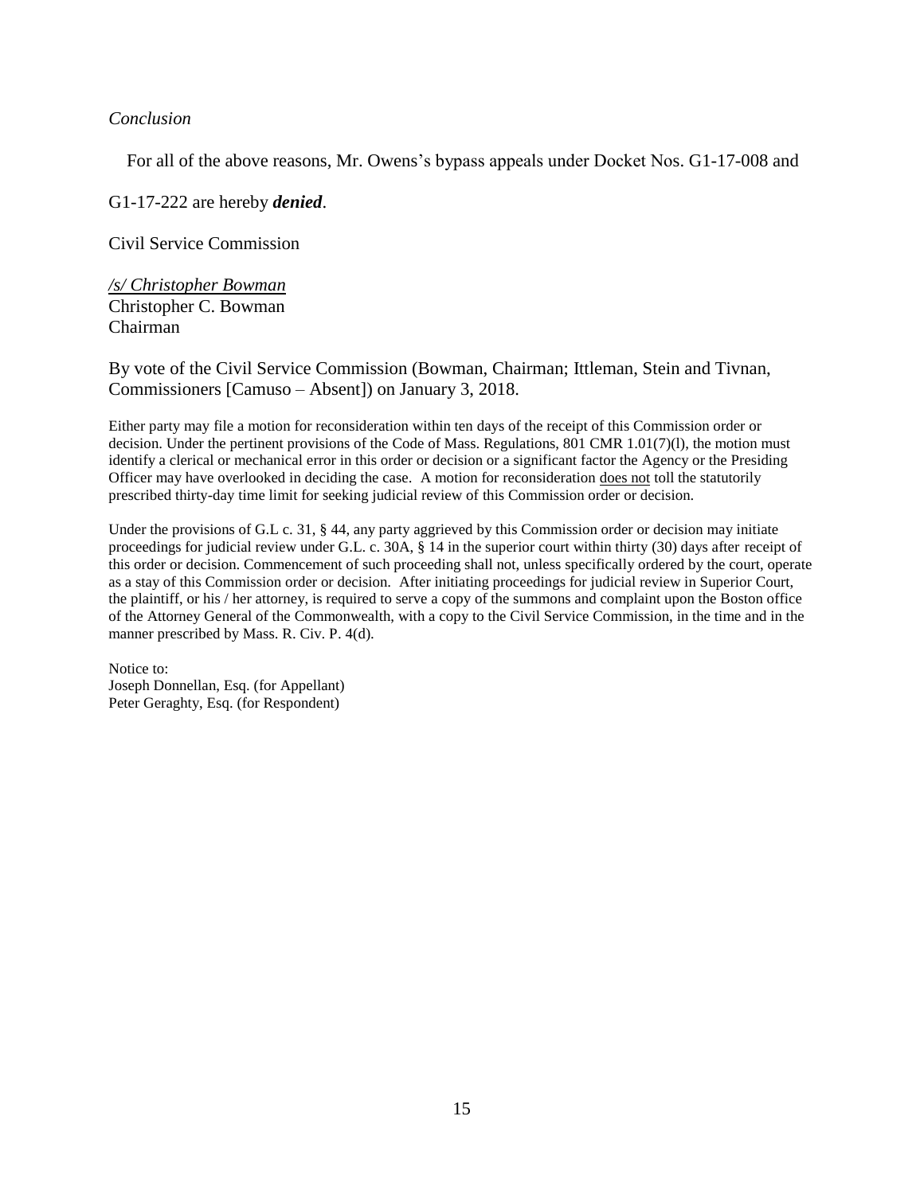*Conclusion*

For all of the above reasons, Mr. Owens's bypass appeals under Docket Nos. G1-17-008 and G1-17-222 are hereby ***denied***.

Civil Service Commission

*/s/ Christopher Bowman*
Christopher C. Bowman
Chairman

By vote of the Civil Service Commission (Bowman, Chairman; Ittleman, Stein and Tivnan, Commissioners [Camuso – Absent]) on January 3, 2018.

Either party may file a motion for reconsideration within ten days of the receipt of this Commission order or decision. Under the pertinent provisions of the Code of Mass. Regulations, 801 CMR 1.01(7)(l), the motion must identify a clerical or mechanical error in this order or decision or a significant factor the Agency or the Presiding Officer may have overlooked in deciding the case. A motion for reconsideration does not toll the statutorily prescribed thirty-day time limit for seeking judicial review of this Commission order or decision.

Under the provisions of G.L c. 31, § 44, any party aggrieved by this Commission order or decision may initiate proceedings for judicial review under G.L. c. 30A, § 14 in the superior court within thirty (30) days after receipt of this order or decision. Commencement of such proceeding shall not, unless specifically ordered by the court, operate as a stay of this Commission order or decision. After initiating proceedings for judicial review in Superior Court, the plaintiff, or his / her attorney, is required to serve a copy of the summons and complaint upon the Boston office of the Attorney General of the Commonwealth, with a copy to the Civil Service Commission, in the time and in the manner prescribed by Mass. R. Civ. P. 4(d).

Notice to:
Joseph Donnellan, Esq. (for Appellant)
Peter Geraghty, Esq. (for Respondent)